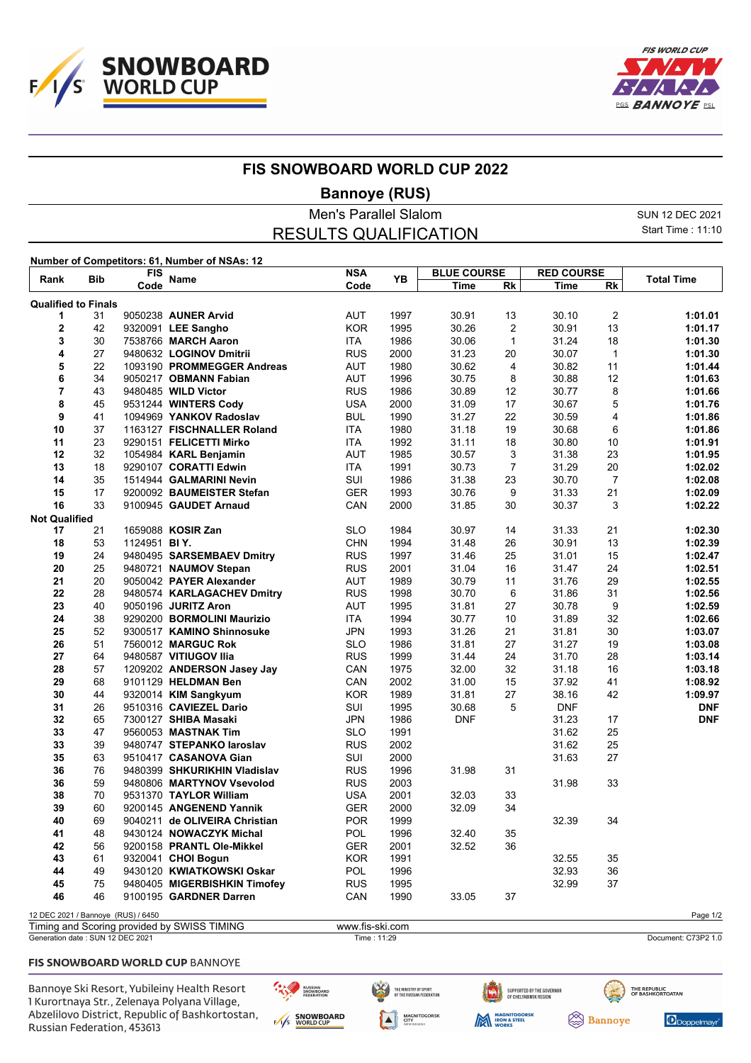# FIS SNOWBOARD WORLD CUP 2022

## Bannoye (RUS)

### Men's Parallel Slalom

### RESULTS QUALIFICATION

SUN 12 DEC 2021
Start Time : 11:10

**Number of Competitors: 61, Number of NSAs: 12**

| Rank | Bib | FIS Code | Name | NSA Code | YB | BLUE COURSE Time | BLUE COURSE Rk | RED COURSE Time | RED COURSE Rk | Total Time |
|---|---|---|---|---|---|---|---|---|---|---|
| **Qualified to Finals** | | | | | | | | | | |
| 1 | 31 | 9050238 | **AUNER Arvid** | AUT | 1997 | 30.91 | 13 | 30.10 | 2 | **1:01.01** |
| 2 | 42 | 9320091 | **LEE Sangho** | KOR | 1995 | 30.26 | 2 | 30.91 | 13 | **1:01.17** |
| 3 | 30 | 7538766 | **MARCH Aaron** | ITA | 1986 | 30.06 | 1 | 31.24 | 18 | **1:01.30** |
| 4 | 27 | 9480632 | **LOGINOV Dmitrii** | RUS | 2000 | 31.23 | 20 | 30.07 | 1 | **1:01.30** |
| 5 | 22 | 1093190 | **PROMMEGGER Andreas** | AUT | 1980 | 30.62 | 4 | 30.82 | 11 | **1:01.44** |
| 6 | 34 | 9050217 | **OBMANN Fabian** | AUT | 1996 | 30.75 | 8 | 30.88 | 12 | **1:01.63** |
| 7 | 43 | 9480485 | **WILD Victor** | RUS | 1986 | 30.89 | 12 | 30.77 | 8 | **1:01.66** |
| 8 | 45 | 9531244 | **WINTERS Cody** | USA | 2000 | 31.09 | 17 | 30.67 | 5 | **1:01.76** |
| 9 | 41 | 1094969 | **YANKOV Radoslav** | BUL | 1990 | 31.27 | 22 | 30.59 | 4 | **1:01.86** |
| 10 | 37 | 1163127 | **FISCHNALLER Roland** | ITA | 1980 | 31.18 | 19 | 30.68 | 6 | **1:01.86** |
| 11 | 23 | 9290151 | **FELICETTI Mirko** | ITA | 1992 | 31.11 | 18 | 30.80 | 10 | **1:01.91** |
| 12 | 32 | 1054984 | **KARL Benjamin** | AUT | 1985 | 30.57 | 3 | 31.38 | 23 | **1:01.95** |
| 13 | 18 | 9290107 | **CORATTI Edwin** | ITA | 1991 | 30.73 | 7 | 31.29 | 20 | **1:02.02** |
| 14 | 35 | 1514944 | **GALMARINI Nevin** | SUI | 1986 | 31.38 | 23 | 30.70 | 7 | **1:02.08** |
| 15 | 17 | 9200092 | **BAUMEISTER Stefan** | GER | 1993 | 30.76 | 9 | 31.33 | 21 | **1:02.09** |
| 16 | 33 | 9100945 | **GAUDET Arnaud** | CAN | 2000 | 31.85 | 30 | 30.37 | 3 | **1:02.22** |
| **Not Qualified** | | | | | | | | | | |
| 17 | 21 | 1659088 | **KOSIR Zan** | SLO | 1984 | 30.97 | 14 | 31.33 | 21 | **1:02.30** |
| 18 | 53 | 1124951 | **BI Y.** | CHN | 1994 | 31.48 | 26 | 30.91 | 13 | **1:02.39** |
| 19 | 24 | 9480495 | **SARSEMBAEV Dmitry** | RUS | 1997 | 31.46 | 25 | 31.01 | 15 | **1:02.47** |
| 20 | 25 | 9480721 | **NAUMOV Stepan** | RUS | 2001 | 31.04 | 16 | 31.47 | 24 | **1:02.51** |
| 21 | 20 | 9050042 | **PAYER Alexander** | AUT | 1989 | 30.79 | 11 | 31.76 | 29 | **1:02.55** |
| 22 | 28 | 9480574 | **KARLAGACHEV Dmitry** | RUS | 1998 | 30.70 | 6 | 31.86 | 31 | **1:02.56** |
| 23 | 40 | 9050196 | **JURITZ Aron** | AUT | 1995 | 31.81 | 27 | 30.78 | 9 | **1:02.59** |
| 24 | 38 | 9290200 | **BORMOLINI Maurizio** | ITA | 1994 | 30.77 | 10 | 31.89 | 32 | **1:02.66** |
| 25 | 52 | 9300517 | **KAMINO Shinnosuke** | JPN | 1993 | 31.26 | 21 | 31.81 | 30 | **1:03.07** |
| 26 | 51 | 7560012 | **MARGUC Rok** | SLO | 1986 | 31.81 | 27 | 31.27 | 19 | **1:03.08** |
| 27 | 64 | 9480587 | **VITIUGOV Ilia** | RUS | 1999 | 31.44 | 24 | 31.70 | 28 | **1:03.14** |
| 28 | 57 | 1209202 | **ANDERSON Jasey Jay** | CAN | 1975 | 32.00 | 32 | 31.18 | 16 | **1:03.18** |
| 29 | 68 | 9101129 | **HELDMAN Ben** | CAN | 2002 | 31.00 | 15 | 37.92 | 41 | **1:08.92** |
| 30 | 44 | 9320014 | **KIM Sangkyum** | KOR | 1989 | 31.81 | 27 | 38.16 | 42 | **1:09.97** |
| 31 | 26 | 9510316 | **CAVIEZEL Dario** | SUI | 1995 | 30.68 | 5 | DNF | | **DNF** |
| 32 | 65 | 7300127 | **SHIBA Masaki** | JPN | 1986 | DNF | | 31.23 | 17 | **DNF** |
| 33 | 47 | 9560053 | **MASTNAK Tim** | SLO | 1991 | | | 31.62 | 25 | |
| 33 | 39 | 9480747 | **STEPANKO Iaroslav** | RUS | 2002 | | | 31.62 | 25 | |
| 35 | 63 | 9510417 | **CASANOVA Gian** | SUI | 2000 | | | 31.63 | 27 | |
| 36 | 76 | 9480399 | **SHKURIKHIN Vladislav** | RUS | 1996 | 31.98 | 31 | | | |
| 36 | 59 | 9480806 | **MARTYNOV Vsevolod** | RUS | 2003 | | | 31.98 | 33 | |
| 38 | 70 | 9531370 | **TAYLOR William** | USA | 2001 | 32.03 | 33 | | | |
| 39 | 60 | 9200145 | **ANGENEND Yannik** | GER | 2000 | 32.09 | 34 | | | |
| 40 | 69 | 9040211 | **de OLIVEIRA Christian** | POR | 1999 | | | 32.39 | 34 | |
| 41 | 48 | 9430124 | **NOWACZYK Michal** | POL | 1996 | 32.40 | 35 | | | |
| 42 | 56 | 9200158 | **PRANTL Ole-Mikkel** | GER | 2001 | 32.52 | 36 | | | |
| 43 | 61 | 9320041 | **CHOI Bogun** | KOR | 1991 | | | 32.55 | 35 | |
| 44 | 49 | 9430120 | **KWIATKOWSKI Oskar** | POL | 1996 | | | 32.93 | 36 | |
| 45 | 75 | 9480405 | **MIGERBISHKIN Timofey** | RUS | 1995 | | | 32.99 | 37 | |
| 46 | 46 | 9100195 | **GARDNER Darren** | CAN | 1990 | 33.05 | 37 | | | |

12 DEC 2021 / Bannoye (RUS) / 6450

Timing and Scoring provided by SWISS TIMING — www.fis-ski.com

Generation date : SUN 12 DEC 2021 — Time : 11:29 — Document: C73P2 1.0

**FIS SNOWBOARD WORLD CUP** BANNOYE

Bannoye Ski Resort, Yubileiny Health Resort
1 Kurortnaya Str., Zelenaya Polyana Village,
Abzelilovo District, Republic of Bashkortostan,
Russian Federation, 453613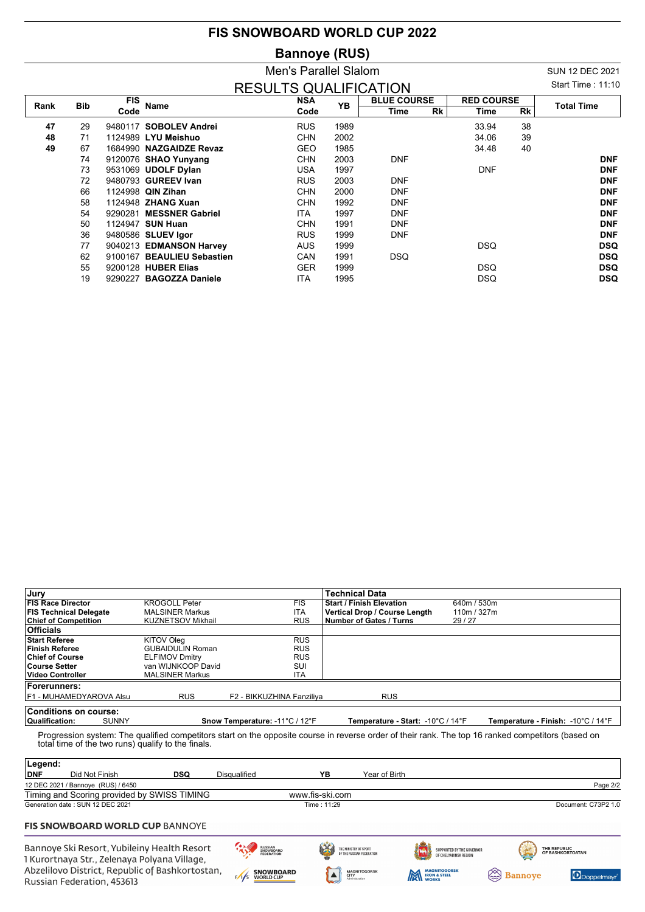# FIS SNOWBOARD WORLD CUP 2022

## Bannoye (RUS)

### Men's Parallel Slalom

SUN 12 DEC 2021

### RESULTS QUALIFICATION

Start Time : 11:10

| Rank | Bib | FIS Code | Name | NSA Code | YB | BLUE COURSE Time | Rk | RED COURSE Time | Rk | Total Time |
|---|---|---|---|---|---|---|---|---|---|---|
| **47** | 29 | 9480117 | **SOBOLEV Andrei** | RUS | 1989 | | | 33.94 | 38 | |
| **48** | 71 | 1124989 | **LYU Meishuo** | CHN | 2002 | | | 34.06 | 39 | |
| **49** | 67 | 1684990 | **NAZGAIDZE Revaz** | GEO | 1985 | | | 34.48 | 40 | |
| | 74 | 9120076 | **SHAO Yunyang** | CHN | 2003 | DNF | | | | **DNF** |
| | 73 | 9531069 | **UDOLF Dylan** | USA | 1997 | | | DNF | | **DNF** |
| | 72 | 9480793 | **GUREEV Ivan** | RUS | 2003 | DNF | | | | **DNF** |
| | 66 | 1124998 | **QIN Zihan** | CHN | 2000 | DNF | | | | **DNF** |
| | 58 | 1124948 | **ZHANG Xuan** | CHN | 1992 | DNF | | | | **DNF** |
| | 54 | 9290281 | **MESSNER Gabriel** | ITA | 1997 | DNF | | | | **DNF** |
| | 50 | 1124947 | **SUN Huan** | CHN | 1991 | DNF | | | | **DNF** |
| | 36 | 9480586 | **SLUEV Igor** | RUS | 1999 | DNF | | | | **DNF** |
| | 77 | 9040213 | **EDMANSON Harvey** | AUS | 1999 | | | DSQ | | **DSQ** |
| | 62 | 9100167 | **BEAULIEU Sebastien** | CAN | 1991 | DSQ | | | | **DSQ** |
| | 55 | 9200128 | **HUBER Elias** | GER | 1999 | | | DSQ | | **DSQ** |
| | 19 | 9290227 | **BAGOZZA Daniele** | ITA | 1995 | | | DSQ | | **DSQ** |

| Jury | | | Technical Data | |
|---|---|---|---|---|
| **FIS Race Director** | KROGOLL Peter | FIS | **Start / Finish Elevation** | 640m / 530m |
| **FIS Technical Delegate** | MALSINER Markus | ITA | **Vertical Drop / Course Length** | 110m / 327m |
| **Chief of Competition** | KUZNETSOV Mikhail | RUS | **Number of Gates / Turns** | 29 / 27 |
| **Officials** | | | | |
| **Start Referee** | KITOV Oleg | RUS | | |
| **Finish Referee** | GUBAIDULIN Roman | RUS | | |
| **Chief of Course** | ELFIMOV Dmitry | RUS | | |
| **Course Setter** | van WIJNKOOP David | SUI | | |
| **Video Controller** | MALSINER Markus | ITA | | |

**Forerunners:**
F1 - MUHAMEDYAROVA Alsu RUS — F2 - BIKKUZHINA Fanziliya RUS

**Conditions on course:**
**Qualification:** SUNNY — **Snow Temperature:** -11°C / 12°F — **Temperature - Start:** -10°C / 14°F — **Temperature - Finish:** -10°C / 14°F

Progression system: The qualified competitors start on the opposite course in reverse order of their rank. The top 16 ranked competitors (based on total time of the two runs) qualify to the finals.

**Legend:**
**DNF** Did Not Finish — **DSQ** Disqualified — **YB** Year of Birth

12 DEC 2021 / Bannoye (RUS) / 6450

Timing and Scoring provided by SWISS TIMING — www.fis-ski.com

Generation date : SUN 12 DEC 2021 — Time : 11:29 — Document: C73P2 1.0

**FIS SNOWBOARD WORLD CUP** BANNOYE

Bannoye Ski Resort, Yubileiny Health Resort
1 Kurortnaya Str., Zelenaya Polyana Village,
Abzelilovo District, Republic of Bashkortostan,
Russian Federation, 453613